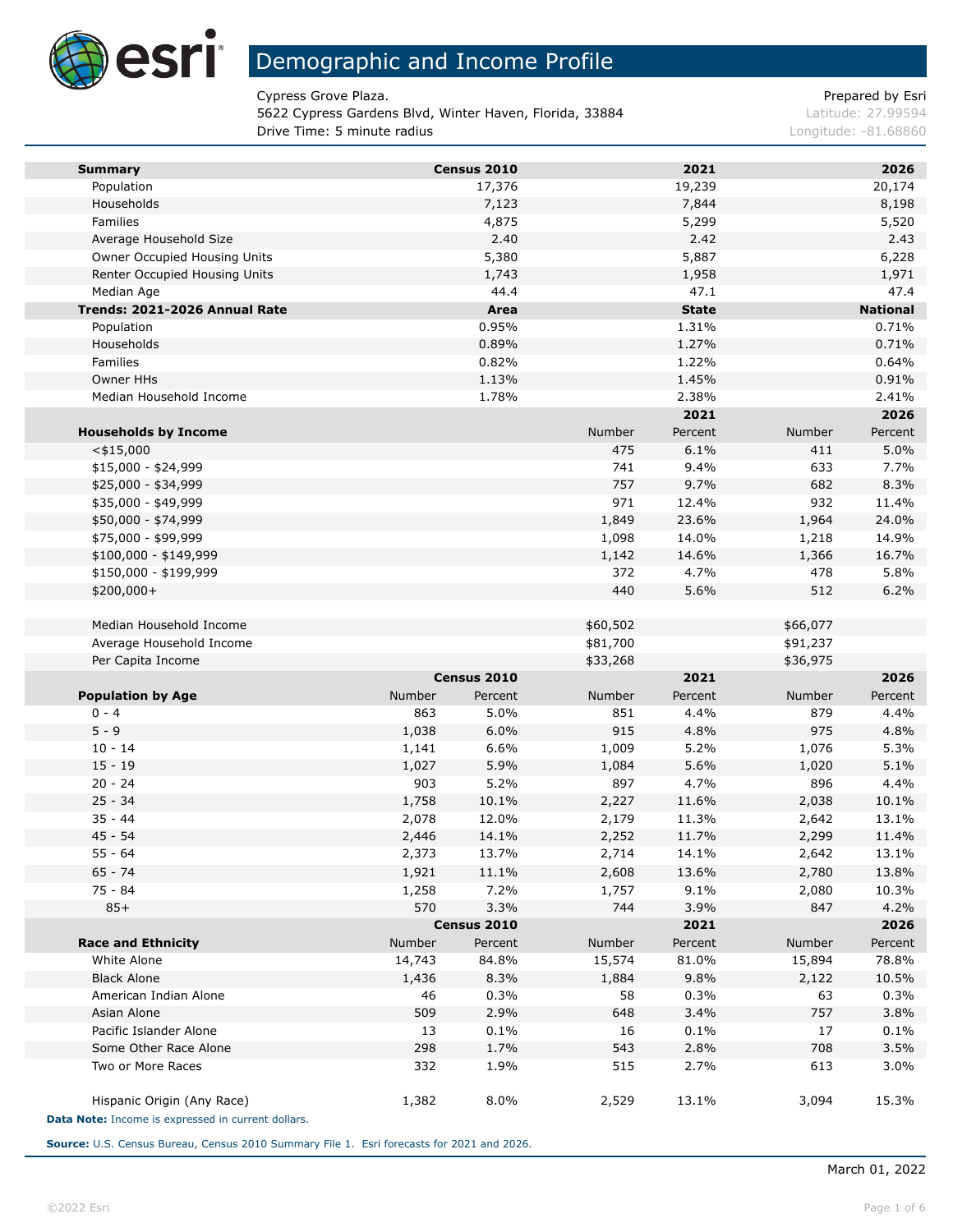# Demographic and Income Profile

Cypress Grove Plaza.
5622 Cypress Gardens Blvd, Winter Haven, Florida, 33884
Drive Time: 5 minute radius

Prepared by Esri
Latitude: 27.99594
Longitude: -81.68860

| Summary | Census 2010 | 2021 | 2026 |
|---|---|---|---|
| Population | 17,376 | 19,239 | 20,174 |
| Households | 7,123 | 7,844 | 8,198 |
| Families | 4,875 | 5,299 | 5,520 |
| Average Household Size | 2.40 | 2.42 | 2.43 |
| Owner Occupied Housing Units | 5,380 | 5,887 | 6,228 |
| Renter Occupied Housing Units | 1,743 | 1,958 | 1,971 |
| Median Age | 44.4 | 47.1 | 47.4 |

| Trends: 2021-2026 Annual Rate | Area | State | National |
|---|---|---|---|
| Population | 0.95% | 1.31% | 0.71% |
| Households | 0.89% | 1.27% | 0.71% |
| Families | 0.82% | 1.22% | 0.64% |
| Owner HHs | 1.13% | 1.45% | 0.91% |
| Median Household Income | 1.78% | 2.38% | 2.41% |

| | 2021 | | 2026 | |
|---|---|---|---|---|
| **Households by Income** | Number | Percent | Number | Percent |
| <$15,000 | 475 | 6.1% | 411 | 5.0% |
| $15,000 - $24,999 | 741 | 9.4% | 633 | 7.7% |
| $25,000 - $34,999 | 757 | 9.7% | 682 | 8.3% |
| $35,000 - $49,999 | 971 | 12.4% | 932 | 11.4% |
| $50,000 - $74,999 | 1,849 | 23.6% | 1,964 | 24.0% |
| $75,000 - $99,999 | 1,098 | 14.0% | 1,218 | 14.9% |
| $100,000 - $149,999 | 1,142 | 14.6% | 1,366 | 16.7% |
| $150,000 - $199,999 | 372 | 4.7% | 478 | 5.8% |
| $200,000+ | 440 | 5.6% | 512 | 6.2% |
| | | | | |
| Median Household Income | $60,502 | | $66,077 | |
| Average Household Income | $81,700 | | $91,237 | |
| Per Capita Income | $33,268 | | $36,975 | |

| | Census 2010 | | 2021 | | 2026 | |
|---|---|---|---|---|---|---|
| **Population by Age** | Number | Percent | Number | Percent | Number | Percent |
| 0 - 4 | 863 | 5.0% | 851 | 4.4% | 879 | 4.4% |
| 5 - 9 | 1,038 | 6.0% | 915 | 4.8% | 975 | 4.8% |
| 10 - 14 | 1,141 | 6.6% | 1,009 | 5.2% | 1,076 | 5.3% |
| 15 - 19 | 1,027 | 5.9% | 1,084 | 5.6% | 1,020 | 5.1% |
| 20 - 24 | 903 | 5.2% | 897 | 4.7% | 896 | 4.4% |
| 25 - 34 | 1,758 | 10.1% | 2,227 | 11.6% | 2,038 | 10.1% |
| 35 - 44 | 2,078 | 12.0% | 2,179 | 11.3% | 2,642 | 13.1% |
| 45 - 54 | 2,446 | 14.1% | 2,252 | 11.7% | 2,299 | 11.4% |
| 55 - 64 | 2,373 | 13.7% | 2,714 | 14.1% | 2,642 | 13.1% |
| 65 - 74 | 1,921 | 11.1% | 2,608 | 13.6% | 2,780 | 13.8% |
| 75 - 84 | 1,258 | 7.2% | 1,757 | 9.1% | 2,080 | 10.3% |
| 85+ | 570 | 3.3% | 744 | 3.9% | 847 | 4.2% |

| | Census 2010 | | 2021 | | 2026 | |
|---|---|---|---|---|---|---|
| **Race and Ethnicity** | Number | Percent | Number | Percent | Number | Percent |
| White Alone | 14,743 | 84.8% | 15,574 | 81.0% | 15,894 | 78.8% |
| Black Alone | 1,436 | 8.3% | 1,884 | 9.8% | 2,122 | 10.5% |
| American Indian Alone | 46 | 0.3% | 58 | 0.3% | 63 | 0.3% |
| Asian Alone | 509 | 2.9% | 648 | 3.4% | 757 | 3.8% |
| Pacific Islander Alone | 13 | 0.1% | 16 | 0.1% | 17 | 0.1% |
| Some Other Race Alone | 298 | 1.7% | 543 | 2.8% | 708 | 3.5% |
| Two or More Races | 332 | 1.9% | 515 | 2.7% | 613 | 3.0% |
| | | | | | | |
| Hispanic Origin (Any Race) | 1,382 | 8.0% | 2,529 | 13.1% | 3,094 | 15.3% |

**Data Note:** Income is expressed in current dollars.

**Source:** U.S. Census Bureau, Census 2010 Summary File 1. Esri forecasts for 2021 and 2026.

March 01, 2022

©2022 Esri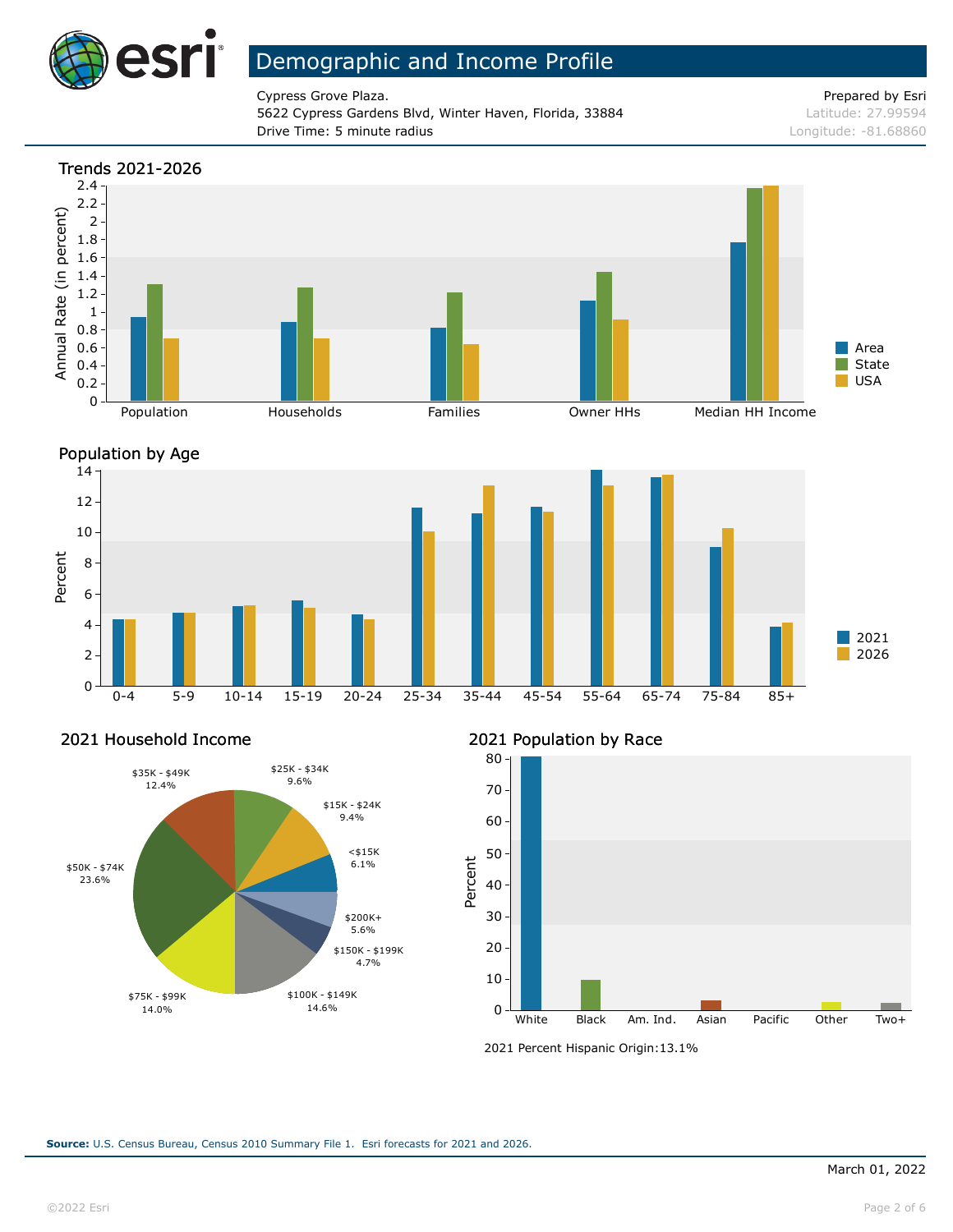# Demographic and Income Profile

Cypress Grove Plaza.
5622 Cypress Gardens Blvd, Winter Haven, Florida, 33884
Drive Time: 5 minute radius

Prepared by Esri
Latitude: 27.99594
Longitude: -81.68860

## Trends 2021-2026

Annual Rate (in percent)

Population, Households, Families, Owner HHs, Median HH Income

Area, State, USA

## Population by Age

Percent

0-4, 5-9, 10-14, 15-19, 20-24, 25-34, 35-44, 45-54, 55-64, 65-74, 75-84, 85+

2021, 2026

## 2021 Household Income

| Income | Percent |
|---|---|
| <$15K | 6.1% |
| $15K - $24K | 9.4% |
| $25K - $34K | 9.6% |
| $35K - $49K | 12.4% |
| $50K - $74K | 23.6% |
| $75K - $99K | 14.0% |
| $100K - $149K | 14.6% |
| $150K - $199K | 4.7% |
| $200K+ | 5.6% |

## 2021 Population by Race

Percent

White, Black, Am. Ind., Asian, Pacific, Other, Two+

2021 Percent Hispanic Origin:13.1%

**Source:** U.S. Census Bureau, Census 2010 Summary File 1. Esri forecasts for 2021 and 2026.

March 01, 2022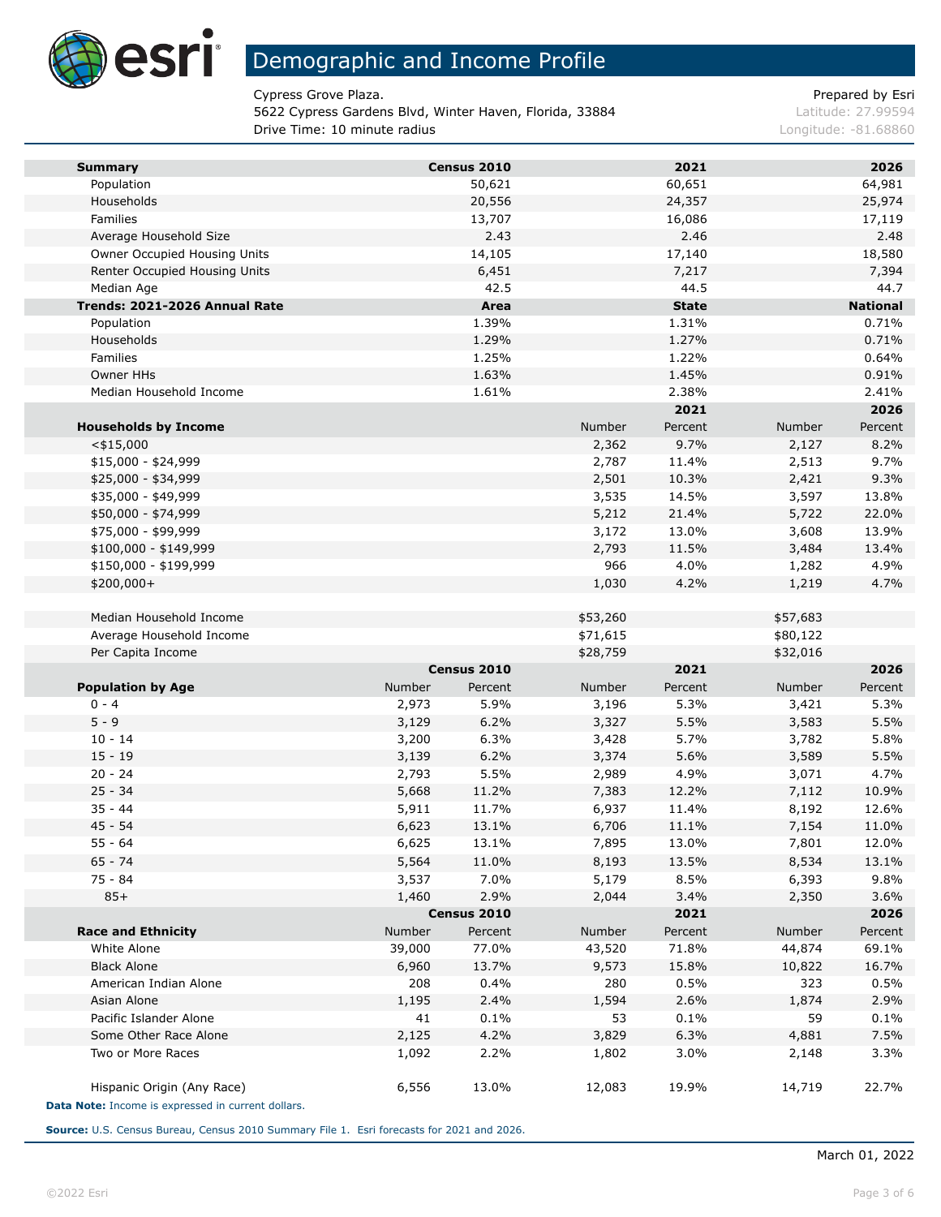# Demographic and Income Profile

Cypress Grove Plaza.
5622 Cypress Gardens Blvd, Winter Haven, Florida, 33884
Drive Time: 10 minute radius

Prepared by Esri
Latitude: 27.99594
Longitude: -81.68860

| Summary | Census 2010 | 2021 | 2026 |
|---|---|---|---|
| Population | 50,621 | 60,651 | 64,981 |
| Households | 20,556 | 24,357 | 25,974 |
| Families | 13,707 | 16,086 | 17,119 |
| Average Household Size | 2.43 | 2.46 | 2.48 |
| Owner Occupied Housing Units | 14,105 | 17,140 | 18,580 |
| Renter Occupied Housing Units | 6,451 | 7,217 | 7,394 |
| Median Age | 42.5 | 44.5 | 44.7 |
| **Trends: 2021-2026 Annual Rate** | **Area** | **State** | **National** |
| Population | 1.39% | 1.31% | 0.71% |
| Households | 1.29% | 1.27% | 0.71% |
| Families | 1.25% | 1.22% | 0.64% |
| Owner HHs | 1.63% | 1.45% | 0.91% |
| Median Household Income | 1.61% | 2.38% | 2.41% |

| | 2021 | | 2026 | |
|---|---|---|---|---|
| **Households by Income** | Number | Percent | Number | Percent |
| <$15,000 | 2,362 | 9.7% | 2,127 | 8.2% |
| $15,000 - $24,999 | 2,787 | 11.4% | 2,513 | 9.7% |
| $25,000 - $34,999 | 2,501 | 10.3% | 2,421 | 9.3% |
| $35,000 - $49,999 | 3,535 | 14.5% | 3,597 | 13.8% |
| $50,000 - $74,999 | 5,212 | 21.4% | 5,722 | 22.0% |
| $75,000 - $99,999 | 3,172 | 13.0% | 3,608 | 13.9% |
| $100,000 - $149,999 | 2,793 | 11.5% | 3,484 | 13.4% |
| $150,000 - $199,999 | 966 | 4.0% | 1,282 | 4.9% |
| $200,000+ | 1,030 | 4.2% | 1,219 | 4.7% |
| | | | | |
| Median Household Income | $53,260 | | $57,683 | |
| Average Household Income | $71,615 | | $80,122 | |
| Per Capita Income | $28,759 | | $32,016 | |

| | Census 2010 | | 2021 | | 2026 | |
|---|---|---|---|---|---|---|
| **Population by Age** | Number | Percent | Number | Percent | Number | Percent |
| 0 - 4 | 2,973 | 5.9% | 3,196 | 5.3% | 3,421 | 5.3% |
| 5 - 9 | 3,129 | 6.2% | 3,327 | 5.5% | 3,583 | 5.5% |
| 10 - 14 | 3,200 | 6.3% | 3,428 | 5.7% | 3,782 | 5.8% |
| 15 - 19 | 3,139 | 6.2% | 3,374 | 5.6% | 3,589 | 5.5% |
| 20 - 24 | 2,793 | 5.5% | 2,989 | 4.9% | 3,071 | 4.7% |
| 25 - 34 | 5,668 | 11.2% | 7,383 | 12.2% | 7,112 | 10.9% |
| 35 - 44 | 5,911 | 11.7% | 6,937 | 11.4% | 8,192 | 12.6% |
| 45 - 54 | 6,623 | 13.1% | 6,706 | 11.1% | 7,154 | 11.0% |
| 55 - 64 | 6,625 | 13.1% | 7,895 | 13.0% | 7,801 | 12.0% |
| 65 - 74 | 5,564 | 11.0% | 8,193 | 13.5% | 8,534 | 13.1% |
| 75 - 84 | 3,537 | 7.0% | 5,179 | 8.5% | 6,393 | 9.8% |
| 85+ | 1,460 | 2.9% | 2,044 | 3.4% | 2,350 | 3.6% |

| | Census 2010 | | 2021 | | 2026 | |
|---|---|---|---|---|---|---|
| **Race and Ethnicity** | Number | Percent | Number | Percent | Number | Percent |
| White Alone | 39,000 | 77.0% | 43,520 | 71.8% | 44,874 | 69.1% |
| Black Alone | 6,960 | 13.7% | 9,573 | 15.8% | 10,822 | 16.7% |
| American Indian Alone | 208 | 0.4% | 280 | 0.5% | 323 | 0.5% |
| Asian Alone | 1,195 | 2.4% | 1,594 | 2.6% | 1,874 | 2.9% |
| Pacific Islander Alone | 41 | 0.1% | 53 | 0.1% | 59 | 0.1% |
| Some Other Race Alone | 2,125 | 4.2% | 3,829 | 6.3% | 4,881 | 7.5% |
| Two or More Races | 1,092 | 2.2% | 1,802 | 3.0% | 2,148 | 3.3% |
| | | | | | | |
| Hispanic Origin (Any Race) | 6,556 | 13.0% | 12,083 | 19.9% | 14,719 | 22.7% |

**Data Note:** Income is expressed in current dollars.

**Source:** U.S. Census Bureau, Census 2010 Summary File 1. Esri forecasts for 2021 and 2026.

March 01, 2022

©2022 Esri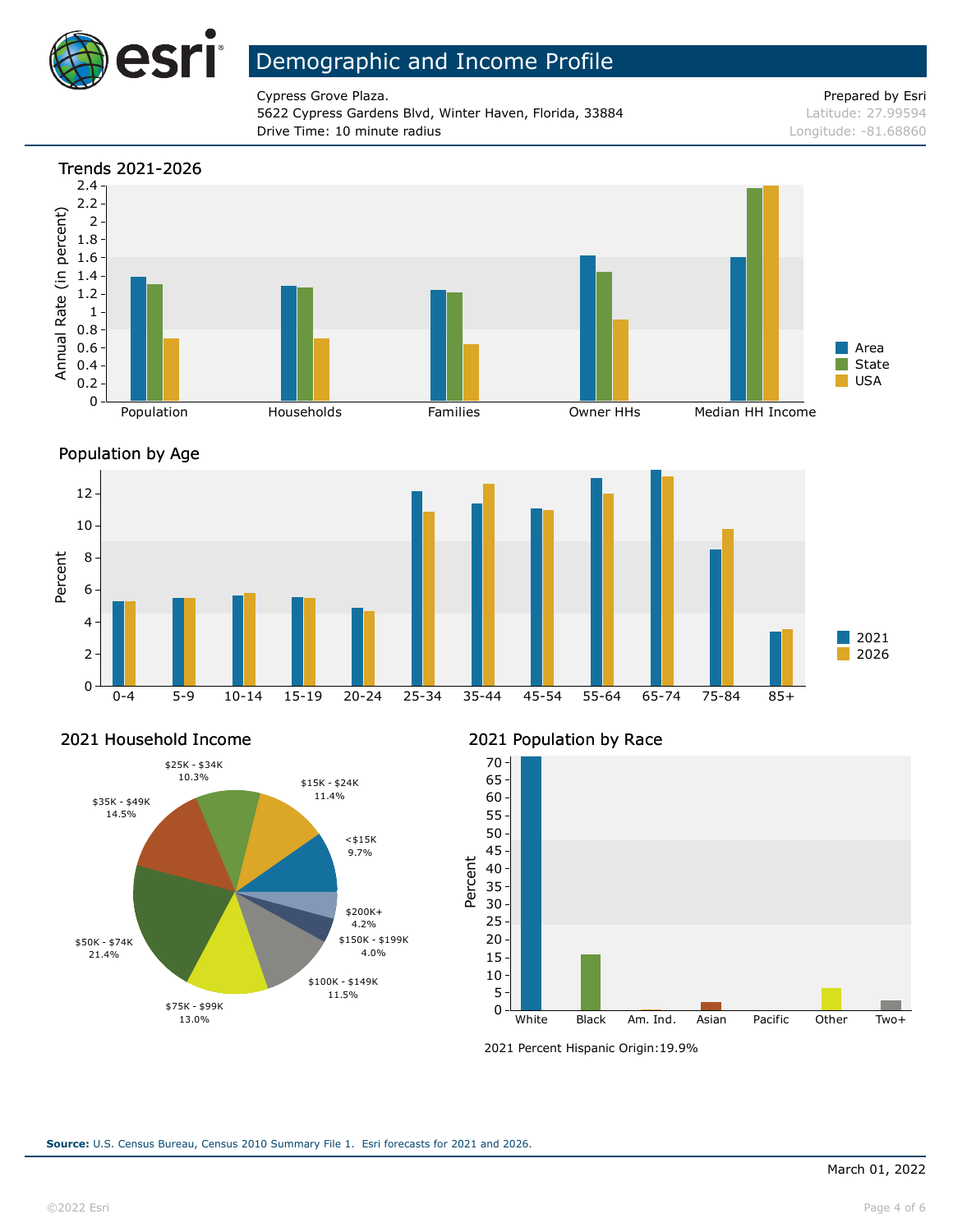# Demographic and Income Profile

Cypress Grove Plaza.
5622 Cypress Gardens Blvd, Winter Haven, Florida, 33884
Drive Time: 10 minute radius

Prepared by Esri
Latitude: 27.99594
Longitude: -81.68860

## Trends 2021-2026

Annual Rate (in percent)

Categories: Population, Households, Families, Owner HHs, Median HH Income

Legend: Area, State, USA

## Population by Age

Percent

Categories: 0-4, 5-9, 10-14, 15-19, 20-24, 25-34, 35-44, 45-54, 55-64, 65-74, 75-84, 85+

Legend: 2021, 2026

## 2021 Household Income

| Income | Percent |
|---|---|
| <$15K | 9.7% |
| $15K - $24K | 11.4% |
| $25K - $34K | 10.3% |
| $35K - $49K | 14.5% |
| $50K - $74K | 21.4% |
| $75K - $99K | 13.0% |
| $100K - $149K | 11.5% |
| $150K - $199K | 4.0% |
| $200K+ | 4.2% |

## 2021 Population by Race

Percent

Categories: White, Black, Am. Ind., Asian, Pacific, Other, Two+

2021 Percent Hispanic Origin:19.9%

**Source:** U.S. Census Bureau, Census 2010 Summary File 1. Esri forecasts for 2021 and 2026.

March 01, 2022

©2022 Esri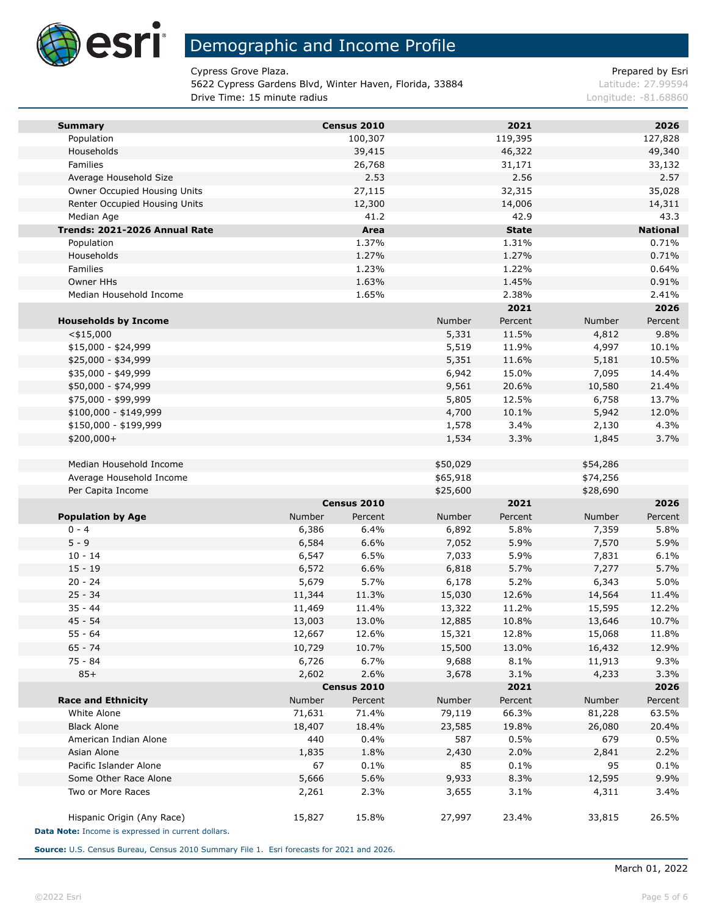# Demographic and Income Profile

Cypress Grove Plaza.
5622 Cypress Gardens Blvd, Winter Haven, Florida, 33884
Drive Time: 15 minute radius

Prepared by Esri
Latitude: 27.99594
Longitude: -81.68860

| **Summary** | **Census 2010** | **2021** | **2026** |
|---|---|---|---|
| Population | 100,307 | 119,395 | 127,828 |
| Households | 39,415 | 46,322 | 49,340 |
| Families | 26,768 | 31,171 | 33,132 |
| Average Household Size | 2.53 | 2.56 | 2.57 |
| Owner Occupied Housing Units | 27,115 | 32,315 | 35,028 |
| Renter Occupied Housing Units | 12,300 | 14,006 | 14,311 |
| Median Age | 41.2 | 42.9 | 43.3 |
| **Trends: 2021-2026 Annual Rate** | **Area** | **State** | **National** |
| Population | 1.37% | 1.31% | 0.71% |
| Households | 1.27% | 1.27% | 0.71% |
| Families | 1.23% | 1.22% | 0.64% |
| Owner HHs | 1.63% | 1.45% | 0.91% |
| Median Household Income | 1.65% | 2.38% | 2.41% |

| | **2021** | | **2026** | |
|---|---|---|---|---|
| **Households by Income** | Number | Percent | Number | Percent |
| <$15,000 | 5,331 | 11.5% | 4,812 | 9.8% |
| $15,000 - $24,999 | 5,519 | 11.9% | 4,997 | 10.1% |
| $25,000 - $34,999 | 5,351 | 11.6% | 5,181 | 10.5% |
| $35,000 - $49,999 | 6,942 | 15.0% | 7,095 | 14.4% |
| $50,000 - $74,999 | 9,561 | 20.6% | 10,580 | 21.4% |
| $75,000 - $99,999 | 5,805 | 12.5% | 6,758 | 13.7% |
| $100,000 - $149,999 | 4,700 | 10.1% | 5,942 | 12.0% |
| $150,000 - $199,999 | 1,578 | 3.4% | 2,130 | 4.3% |
| $200,000+ | 1,534 | 3.3% | 1,845 | 3.7% |
| | | | | |
| Median Household Income | $50,029 | | $54,286 | |
| Average Household Income | $65,918 | | $74,256 | |
| Per Capita Income | $25,600 | | $28,690 | |

| | **Census 2010** | | **2021** | | **2026** | |
|---|---|---|---|---|---|---|
| **Population by Age** | Number | Percent | Number | Percent | Number | Percent |
| 0 - 4 | 6,386 | 6.4% | 6,892 | 5.8% | 7,359 | 5.8% |
| 5 - 9 | 6,584 | 6.6% | 7,052 | 5.9% | 7,570 | 5.9% |
| 10 - 14 | 6,547 | 6.5% | 7,033 | 5.9% | 7,831 | 6.1% |
| 15 - 19 | 6,572 | 6.6% | 6,818 | 5.7% | 7,277 | 5.7% |
| 20 - 24 | 5,679 | 5.7% | 6,178 | 5.2% | 6,343 | 5.0% |
| 25 - 34 | 11,344 | 11.3% | 15,030 | 12.6% | 14,564 | 11.4% |
| 35 - 44 | 11,469 | 11.4% | 13,322 | 11.2% | 15,595 | 12.2% |
| 45 - 54 | 13,003 | 13.0% | 12,885 | 10.8% | 13,646 | 10.7% |
| 55 - 64 | 12,667 | 12.6% | 15,321 | 12.8% | 15,068 | 11.8% |
| 65 - 74 | 10,729 | 10.7% | 15,500 | 13.0% | 16,432 | 12.9% |
| 75 - 84 | 6,726 | 6.7% | 9,688 | 8.1% | 11,913 | 9.3% |
| 85+ | 2,602 | 2.6% | 3,678 | 3.1% | 4,233 | 3.3% |

| | **Census 2010** | | **2021** | | **2026** | |
|---|---|---|---|---|---|---|
| **Race and Ethnicity** | Number | Percent | Number | Percent | Number | Percent |
| White Alone | 71,631 | 71.4% | 79,119 | 66.3% | 81,228 | 63.5% |
| Black Alone | 18,407 | 18.4% | 23,585 | 19.8% | 26,080 | 20.4% |
| American Indian Alone | 440 | 0.4% | 587 | 0.5% | 679 | 0.5% |
| Asian Alone | 1,835 | 1.8% | 2,430 | 2.0% | 2,841 | 2.2% |
| Pacific Islander Alone | 67 | 0.1% | 85 | 0.1% | 95 | 0.1% |
| Some Other Race Alone | 5,666 | 5.6% | 9,933 | 8.3% | 12,595 | 9.9% |
| Two or More Races | 2,261 | 2.3% | 3,655 | 3.1% | 4,311 | 3.4% |
| | | | | | | |
| Hispanic Origin (Any Race) | 15,827 | 15.8% | 27,997 | 23.4% | 33,815 | 26.5% |

**Data Note:** Income is expressed in current dollars.

**Source:** U.S. Census Bureau, Census 2010 Summary File 1. Esri forecasts for 2021 and 2026.

March 01, 2022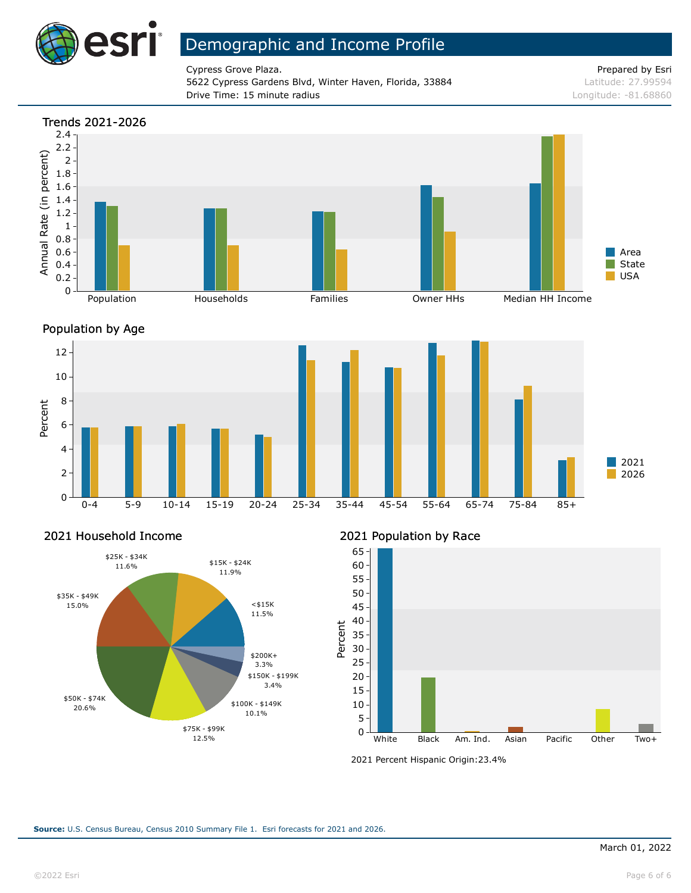# Demographic and Income Profile

Cypress Grove Plaza.
5622 Cypress Gardens Blvd, Winter Haven, Florida, 33884
Drive Time: 15 minute radius

Prepared by Esri
Latitude: 27.99594
Longitude: -81.68860

## Trends 2021-2026

Annual Rate (in percent)

2.4
2.2
2
1.8
1.6
1.4
1.2
1
0.8
0.6
0.4
0.2
0

Population
Households
Families
Owner HHs
Median HH Income

Area
State
USA

## Population by Age

Percent

12
10
8
6
4
2
0

0-4
5-9
10-14
15-19
20-24
25-34
35-44
45-54
55-64
65-74
75-84
85+

2021
2026

## 2021 Household Income

$25K - $34K 11.6%
$15K - $24K 11.9%
$35K - $49K 15.0%
<$15K 11.5%
$200K+ 3.3%
$150K - $199K 3.4%
$50K - $74K 20.6%
$100K - $149K 10.1%
$75K - $99K 12.5%

## 2021 Population by Race

Percent

65
60
55
50
45
40
35
30
25
20
15
10
5
0

White
Black
Am. Ind.
Asian
Pacific
Other
Two+

2021 Percent Hispanic Origin:23.4%

**Source:** U.S. Census Bureau, Census 2010 Summary File 1. Esri forecasts for 2021 and 2026.

March 01, 2022